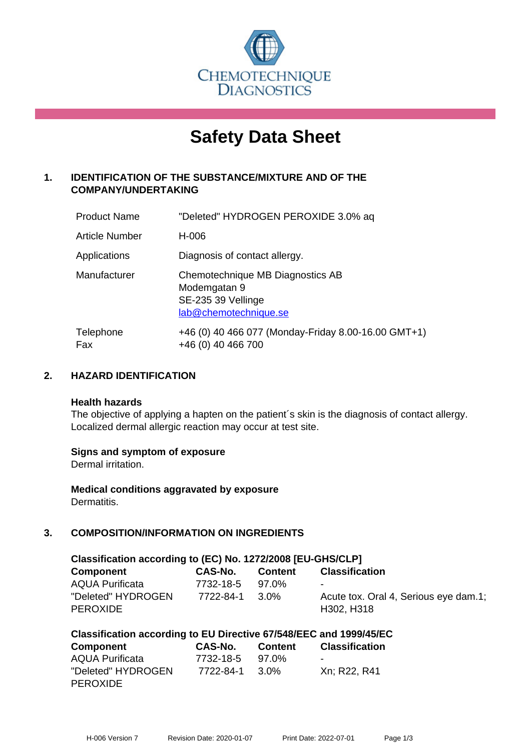CHEMOTECHNIQUE DIAGNOSTICS

# Safety Data Sheet

## 1. IDENTIFICATION OF THE SUBSTANCE/MIXTURE AND OF THE COMPANY/UNDERTAKING

| | |
|---|---|
| Product Name | "Deleted" HYDROGEN PEROXIDE 3.0% aq |
| Article Number | H-006 |
| Applications | Diagnosis of contact allergy. |
| Manufacturer | Chemotechnique MB Diagnostics AB<br>Modemgatan 9<br>SE-235 39 Vellinge<br>lab@chemotechnique.se |
| Telephone<br>Fax | +46 (0) 40 466 077 (Monday-Friday 8.00-16.00 GMT+1)<br>+46 (0) 40 466 700 |

## 2. HAZARD IDENTIFICATION

### Health hazards

The objective of applying a hapten on the patient´s skin is the diagnosis of contact allergy. Localized dermal allergic reaction may occur at test site.

### Signs and symptom of exposure

Dermal irritation.

### Medical conditions aggravated by exposure

Dermatitis.

## 3. COMPOSITION/INFORMATION ON INGREDIENTS

### Classification according to (EC) No. 1272/2008 [EU-GHS/CLP]

| Component | CAS-No. | Content | Classification |
|---|---|---|---|
| AQUA Purificata | 7732-18-5 | 97.0% | - |
| "Deleted" HYDROGEN PEROXIDE | 7722-84-1 | 3.0% | Acute tox. Oral 4, Serious eye dam.1; H302, H318 |

### Classification according to EU Directive 67/548/EEC and 1999/45/EC

| Component | CAS-No. | Content | Classification |
|---|---|---|---|
| AQUA Purificata | 7732-18-5 | 97.0% | - |
| "Deleted" HYDROGEN PEROXIDE | 7722-84-1 | 3.0% | Xn; R22, R41 |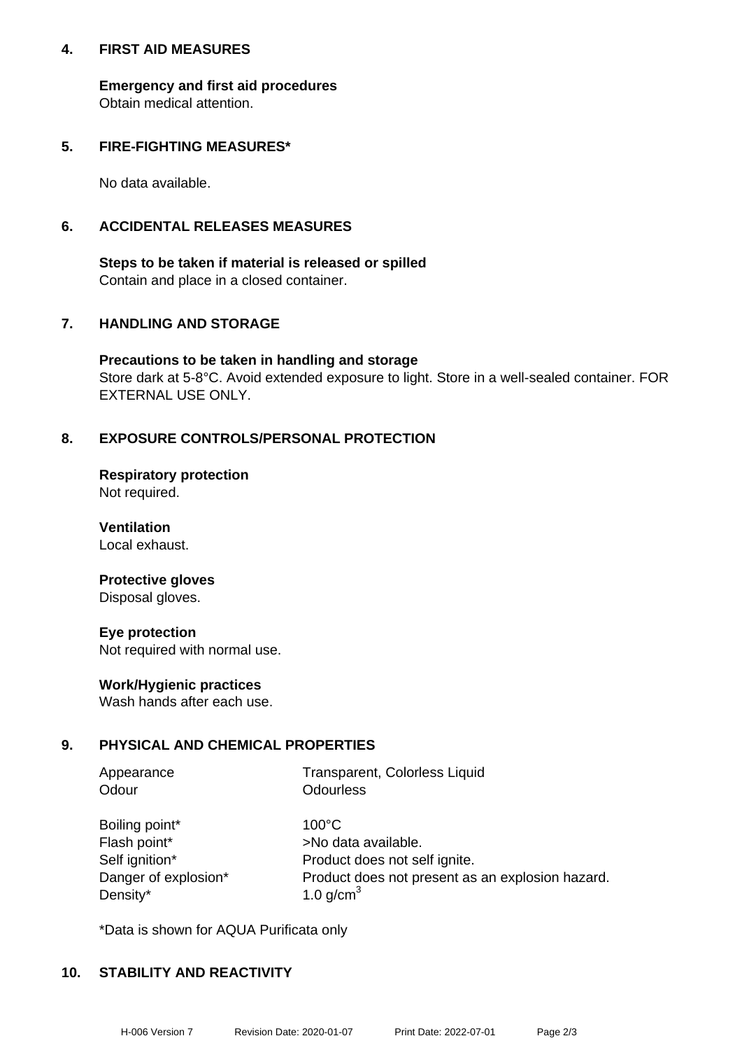## 4. FIRST AID MEASURES

**Emergency and first aid procedures**
Obtain medical attention.

## 5. FIRE-FIGHTING MEASURES*

No data available.

## 6. ACCIDENTAL RELEASES MEASURES

**Steps to be taken if material is released or spilled**
Contain and place in a closed container.

## 7. HANDLING AND STORAGE

**Precautions to be taken in handling and storage**
Store dark at 5-8°C. Avoid extended exposure to light. Store in a well-sealed container. FOR EXTERNAL USE ONLY.

## 8. EXPOSURE CONTROLS/PERSONAL PROTECTION

**Respiratory protection**
Not required.

**Ventilation**
Local exhaust.

**Protective gloves**
Disposal gloves.

**Eye protection**
Not required with normal use.

**Work/Hygienic practices**
Wash hands after each use.

## 9. PHYSICAL AND CHEMICAL PROPERTIES

| | |
|---|---|
| Appearance | Transparent, Colorless Liquid |
| Odour | Odourless |
| Boiling point* | 100°C |
| Flash point* | >No data available. |
| Self ignition* | Product does not self ignite. |
| Danger of explosion* | Product does not present as an explosion hazard. |
| Density* | 1.0 g/cm$^3$ |

*Data is shown for AQUA Purificata only

## 10. STABILITY AND REACTIVITY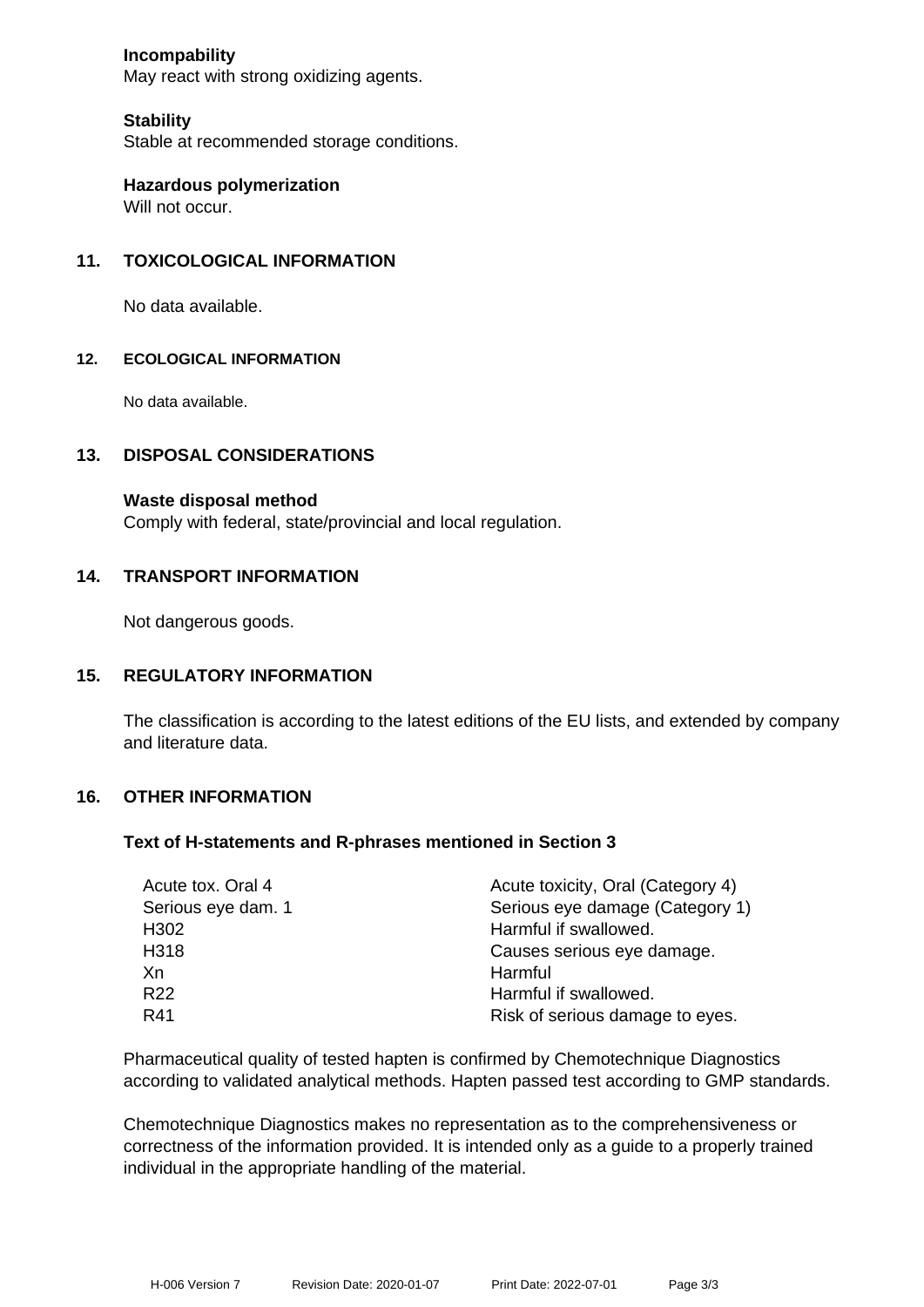**Incompability**
May react with strong oxidizing agents.

**Stability**
Stable at recommended storage conditions.

**Hazardous polymerization**
Will not occur.

## 11. TOXICOLOGICAL INFORMATION

No data available.

## 12. ECOLOGICAL INFORMATION

No data available.

## 13. DISPOSAL CONSIDERATIONS

**Waste disposal method**
Comply with federal, state/provincial and local regulation.

## 14. TRANSPORT INFORMATION

Not dangerous goods.

## 15. REGULATORY INFORMATION

The classification is according to the latest editions of the EU lists, and extended by company and literature data.

## 16. OTHER INFORMATION

### Text of H-statements and R-phrases mentioned in Section 3

| | |
|---|---|
| Acute tox. Oral 4 | Acute toxicity, Oral (Category 4) |
| Serious eye dam. 1 | Serious eye damage (Category 1) |
| H302 | Harmful if swallowed. |
| H318 | Causes serious eye damage. |
| Xn | Harmful |
| R22 | Harmful if swallowed. |
| R41 | Risk of serious damage to eyes. |

Pharmaceutical quality of tested hapten is confirmed by Chemotechnique Diagnostics according to validated analytical methods. Hapten passed test according to GMP standards.

Chemotechnique Diagnostics makes no representation as to the comprehensiveness or correctness of the information provided. It is intended only as a guide to a properly trained individual in the appropriate handling of the material.

H-006 Version 7 Revision Date: 2020-01-07 Print Date: 2022-07-01